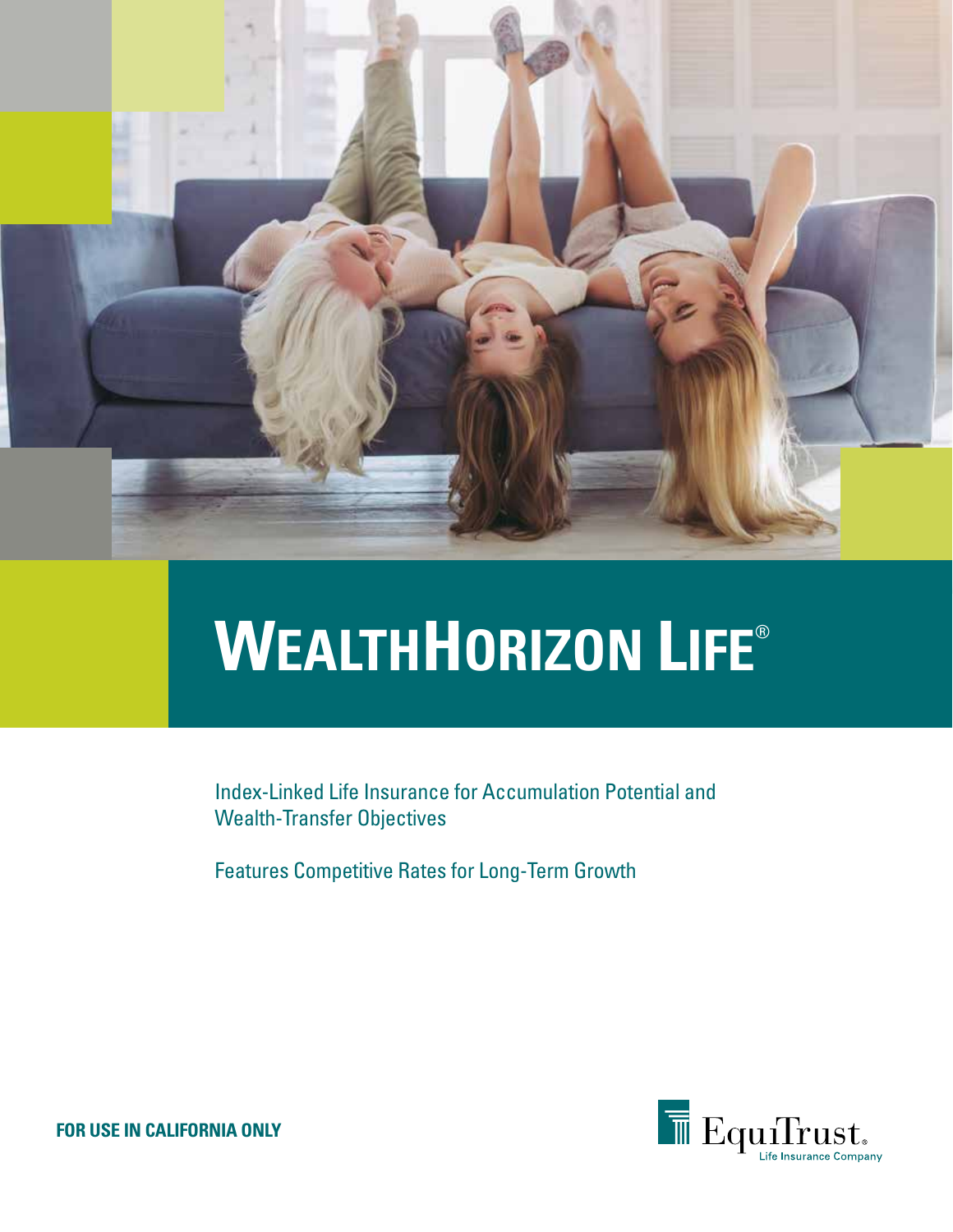# WealthHorizon Life®

Index-Linked Life Insurance for Accumulation Potential and Wealth-Transfer Objectives

Features Competitive Rates for Long-Term Growth

**FOR USE IN CALIFORNIA ONLY**

EquiTrust® Life Insurance Company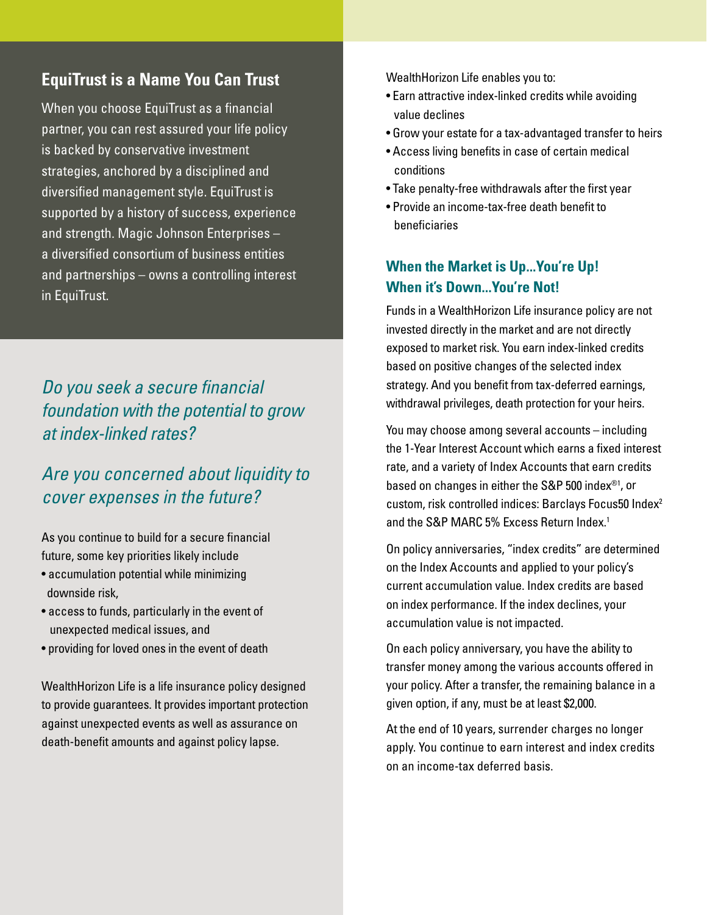## EquiTrust is a Name You Can Trust

When you choose EquiTrust as a financial partner, you can rest assured your life policy is backed by conservative investment strategies, anchored by a disciplined and diversified management style. EquiTrust is supported by a history of success, experience and strength. Magic Johnson Enterprises – a diversified consortium of business entities and partnerships – owns a controlling interest in EquiTrust.

*Do you seek a secure financial foundation with the potential to grow at index-linked rates?*

*Are you concerned about liquidity to cover expenses in the future?*

As you continue to build for a secure financial future, some key priorities likely include

- accumulation potential while minimizing downside risk,
- access to funds, particularly in the event of unexpected medical issues, and
- providing for loved ones in the event of death

WealthHorizon Life is a life insurance policy designed to provide guarantees. It provides important protection against unexpected events as well as assurance on death-benefit amounts and against policy lapse.

WealthHorizon Life enables you to:

- Earn attractive index-linked credits while avoiding value declines
- Grow your estate for a tax-advantaged transfer to heirs
- Access living benefits in case of certain medical conditions
- Take penalty-free withdrawals after the first year
- Provide an income-tax-free death benefit to beneficiaries

### When the Market is Up...You're Up! When it's Down...You're Not!

Funds in a WealthHorizon Life insurance policy are not invested directly in the market and are not directly exposed to market risk. You earn index-linked credits based on positive changes of the selected index strategy. And you benefit from tax-deferred earnings, withdrawal privileges, death protection for your heirs.

You may choose among several accounts – including the 1-Year Interest Account which earns a fixed interest rate, and a variety of Index Accounts that earn credits based on changes in either the S&P 500 index®[1], or custom, risk controlled indices: Barclays Focus50 Index[2] and the S&P MARC 5% Excess Return Index.[1]

On policy anniversaries, "index credits" are determined on the Index Accounts and applied to your policy's current accumulation value. Index credits are based on index performance. If the index declines, your accumulation value is not impacted.

On each policy anniversary, you have the ability to transfer money among the various accounts offered in your policy. After a transfer, the remaining balance in a given option, if any, must be at least $2,000.

At the end of 10 years, surrender charges no longer apply. You continue to earn interest and index credits on an income-tax deferred basis.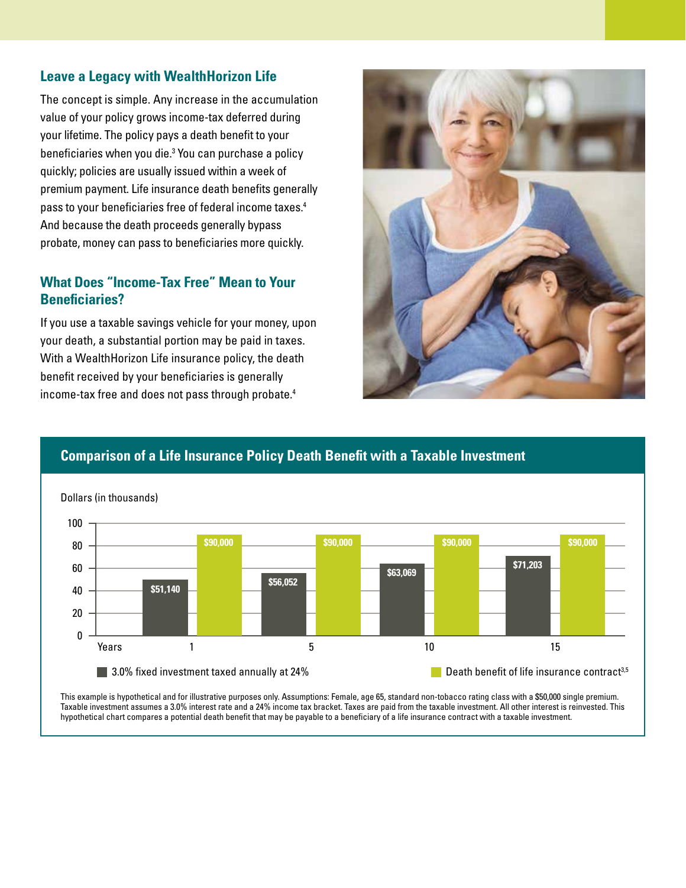## Leave a Legacy with WealthHorizon Life

The concept is simple. Any increase in the accumulation value of your policy grows income-tax deferred during your lifetime. The policy pays a death benefit to your beneficiaries when you die.[3] You can purchase a policy quickly; policies are usually issued within a week of premium payment. Life insurance death benefits generally pass to your beneficiaries free of federal income taxes.[4] And because the death proceeds generally bypass probate, money can pass to beneficiaries more quickly.

## What Does "Income-Tax Free" Mean to Your Beneficiaries?

If you use a taxable savings vehicle for your money, upon your death, a substantial portion may be paid in taxes. With a WealthHorizon Life insurance policy, the death benefit received by your beneficiaries is generally income-tax free and does not pass through probate.[4]

### Comparison of a Life Insurance Policy Death Benefit with a Taxable Investment

Dollars (in thousands)

| Years | 3.0% fixed investment taxed annually at 24% | Death benefit of life insurance contract[3,5] |
|---|---|---|
| 1 | $51,140 | $90,000 |
| 5 | $56,052 | $90,000 |
| 10 | $63,069 | $90,000 |
| 15 | $71,203 | $90,000 |

This example is hypothetical and for illustrative purposes only. Assumptions: Female, age 65, standard non-tobacco rating class with a $50,000 single premium. Taxable investment assumes a 3.0% interest rate and a 24% income tax bracket. Taxes are paid from the taxable investment. All other interest is reinvested. This hypothetical chart compares a potential death benefit that may be payable to a beneficiary of a life insurance contract with a taxable investment.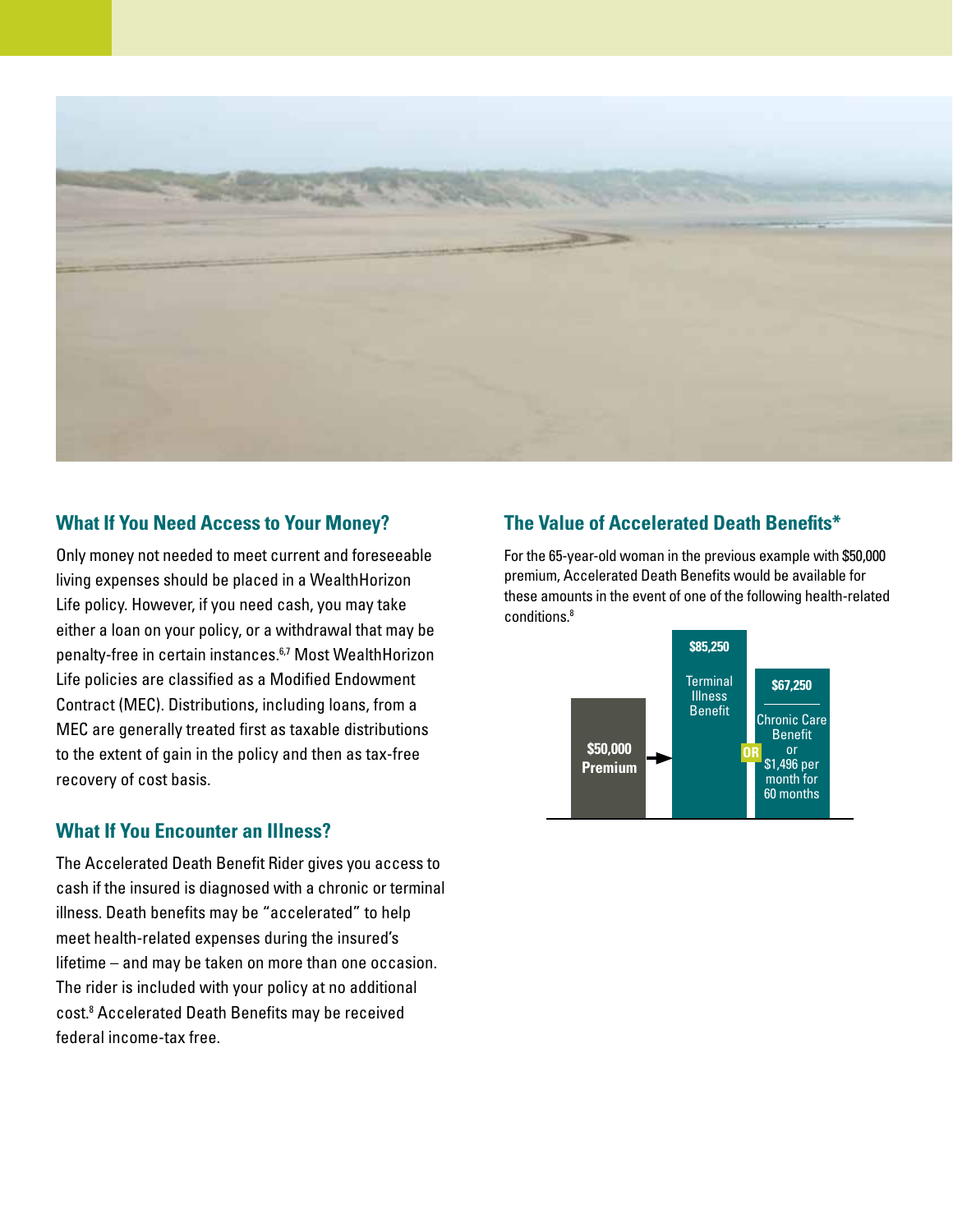## What If You Need Access to Your Money?

Only money not needed to meet current and foreseeable living expenses should be placed in a WealthHorizon Life policy. However, if you need cash, you may take either a loan on your policy, or a withdrawal that may be penalty-free in certain instances.[6,7] Most WealthHorizon Life policies are classified as a Modified Endowment Contract (MEC). Distributions, including loans, from a MEC are generally treated first as taxable distributions to the extent of gain in the policy and then as tax-free recovery of cost basis.

## What If You Encounter an Illness?

The Accelerated Death Benefit Rider gives you access to cash if the insured is diagnosed with a chronic or terminal illness. Death benefits may be "accelerated" to help meet health-related expenses during the insured's lifetime – and may be taken on more than one occasion. The rider is included with your policy at no additional cost.[8] Accelerated Death Benefits may be received federal income-tax free.

## The Value of Accelerated Death Benefits*

For the 65-year-old woman in the previous example with $50,000 premium, Accelerated Death Benefits would be available for these amounts in the event of one of the following health-related conditions.[8]

**$50,000 Premium** → **$85,250** Terminal Illness Benefit **OR** **$67,250** Chronic Care Benefit or $1,496 per month for 60 months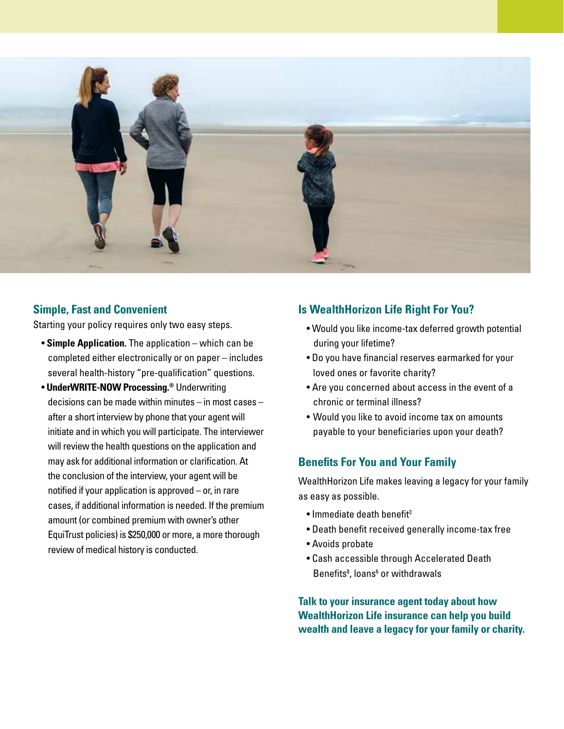## Simple, Fast and Convenient

Starting your policy requires only two easy steps.

- **Simple Application.** The application – which can be completed either electronically or on paper – includes several health-history "pre-qualification" questions.
- **UnderWRITE-NOW Processing.®** Underwriting decisions can be made within minutes – in most cases – after a short interview by phone that your agent will initiate and in which you will participate. The interviewer will review the health questions on the application and may ask for additional information or clarification. At the conclusion of the interview, your agent will be notified if your application is approved – or, in rare cases, if additional information is needed. If the premium amount (or combined premium with owner's other EquiTrust policies) is $250,000 or more, a more thorough review of medical history is conducted.

## Is WealthHorizon Life Right For You?

- Would you like income-tax deferred growth potential during your lifetime?
- Do you have financial reserves earmarked for your loved ones or favorite charity?
- Are you concerned about access in the event of a chronic or terminal illness?
- Would you like to avoid income tax on amounts payable to your beneficiaries upon your death?

## Benefits For You and Your Family

WealthHorizon Life makes leaving a legacy for your family as easy as possible.

- Immediate death benefit[3]
- Death benefit received generally income-tax free
- Avoids probate
- Cash accessible through Accelerated Death Benefits[8], loans[6] or withdrawals

**Talk to your insurance agent today about how WealthHorizon Life insurance can help you build wealth and leave a legacy for your family or charity.**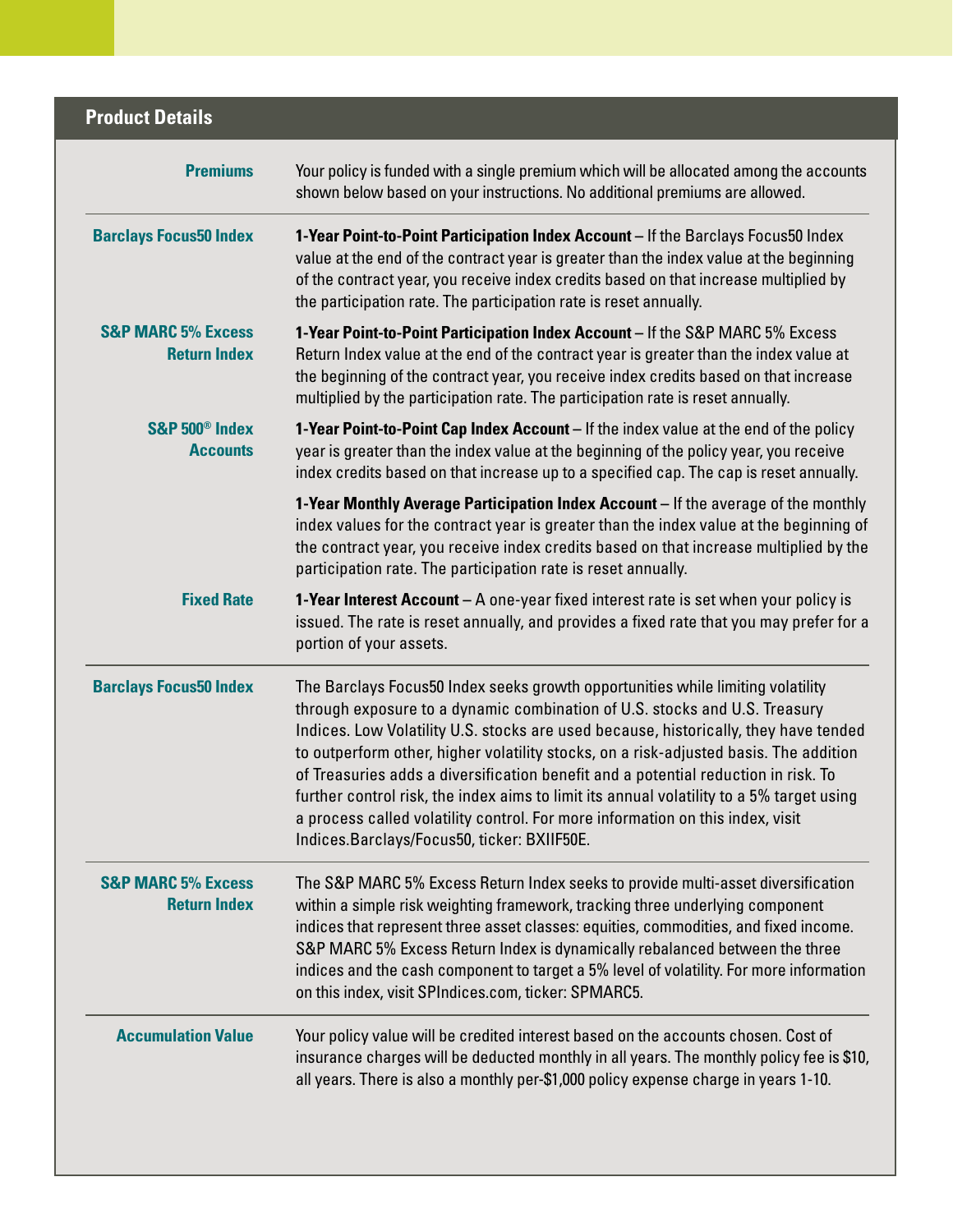## Product Details

| | |
|---|---|
| **Premiums** | Your policy is funded with a single premium which will be allocated among the accounts shown below based on your instructions. No additional premiums are allowed. |
| **Barclays Focus50 Index** | **1-Year Point-to-Point Participation Index Account** – If the Barclays Focus50 Index value at the end of the contract year is greater than the index value at the beginning of the contract year, you receive index credits based on that increase multiplied by the participation rate. The participation rate is reset annually. |
| **S&P MARC 5% Excess Return Index** | **1-Year Point-to-Point Participation Index Account** – If the S&P MARC 5% Excess Return Index value at the end of the contract year is greater than the index value at the beginning of the contract year, you receive index credits based on that increase multiplied by the participation rate. The participation rate is reset annually. |
| **S&P 500® Index Accounts** | **1-Year Point-to-Point Cap Index Account** – If the index value at the end of the policy year is greater than the index value at the beginning of the policy year, you receive index credits based on that increase up to a specified cap. The cap is reset annually. |
| | **1-Year Monthly Average Participation Index Account** – If the average of the monthly index values for the contract year is greater than the index value at the beginning of the contract year, you receive index credits based on that increase multiplied by the participation rate. The participation rate is reset annually. |
| **Fixed Rate** | **1-Year Interest Account** – A one-year fixed interest rate is set when your policy is issued. The rate is reset annually, and provides a fixed rate that you may prefer for a portion of your assets. |
| **Barclays Focus50 Index** | The Barclays Focus50 Index seeks growth opportunities while limiting volatility through exposure to a dynamic combination of U.S. stocks and U.S. Treasury Indices. Low Volatility U.S. stocks are used because, historically, they have tended to outperform other, higher volatility stocks, on a risk-adjusted basis. The addition of Treasuries adds a diversification benefit and a potential reduction in risk. To further control risk, the index aims to limit its annual volatility to a 5% target using a process called volatility control. For more information on this index, visit Indices.Barclays/Focus50, ticker: BXIIF50E. |
| **S&P MARC 5% Excess Return Index** | The S&P MARC 5% Excess Return Index seeks to provide multi-asset diversification within a simple risk weighting framework, tracking three underlying component indices that represent three asset classes: equities, commodities, and fixed income. S&P MARC 5% Excess Return Index is dynamically rebalanced between the three indices and the cash component to target a 5% level of volatility. For more information on this index, visit SPIndices.com, ticker: SPMARC5. |
| **Accumulation Value** | Your policy value will be credited interest based on the accounts chosen. Cost of insurance charges will be deducted monthly in all years. The monthly policy fee is $10, all years. There is also a monthly per-$1,000 policy expense charge in years 1-10. |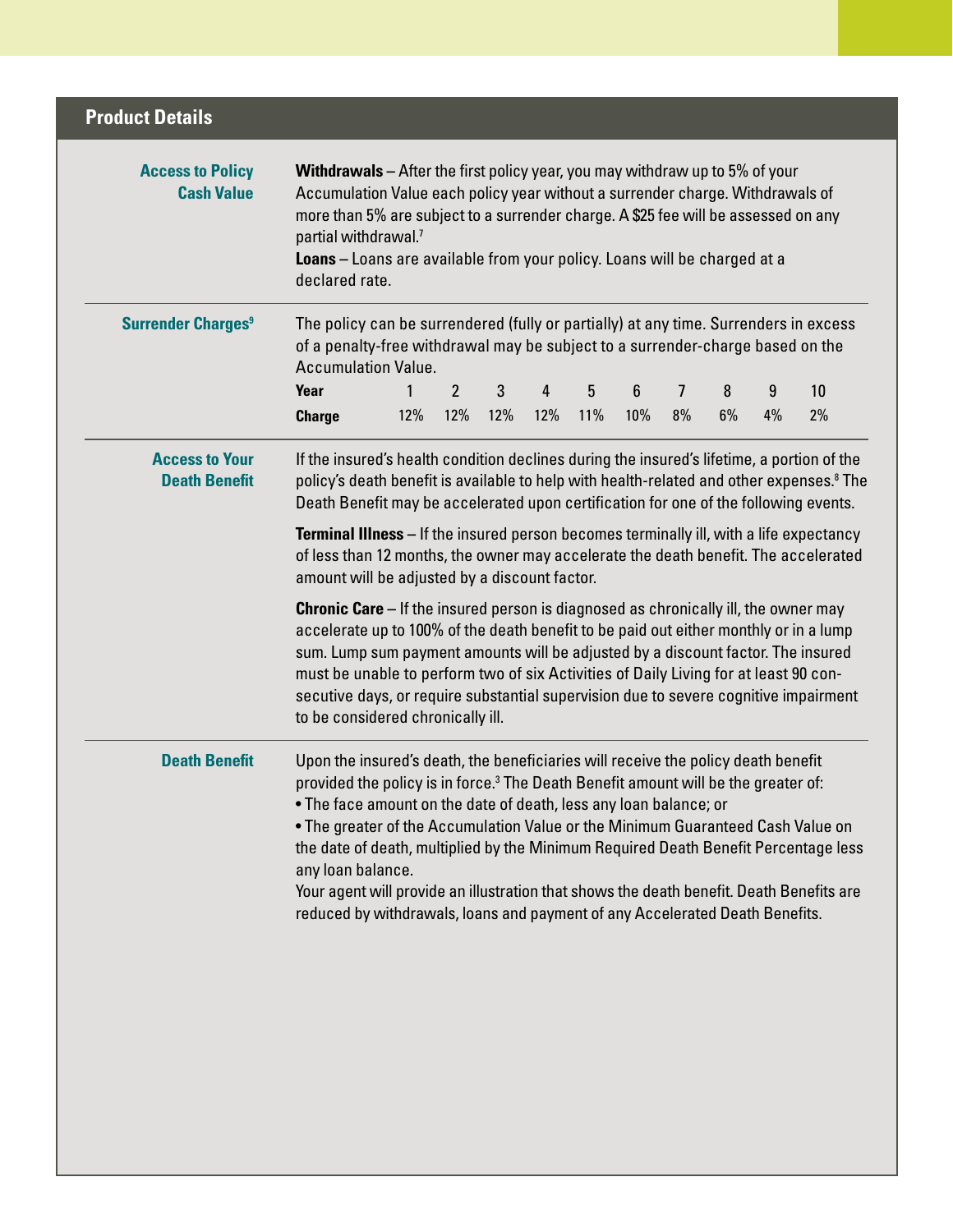## Product Details

### Access to Policy Cash Value

**Withdrawals** – After the first policy year, you may withdraw up to 5% of your Accumulation Value each policy year without a surrender charge. Withdrawals of more than 5% are subject to a surrender charge. A $25 fee will be assessed on any partial withdrawal.[7]

**Loans** – Loans are available from your policy. Loans will be charged at a declared rate.

### Surrender Charges[9]

The policy can be surrendered (fully or partially) at any time. Surrenders in excess of a penalty-free withdrawal may be subject to a surrender-charge based on the Accumulation Value.

| Year | 1 | 2 | 3 | 4 | 5 | 6 | 7 | 8 | 9 | 10 |
|---|---|---|---|---|---|---|---|---|---|---|
| Charge | 12% | 12% | 12% | 12% | 11% | 10% | 8% | 6% | 4% | 2% |

### Access to Your Death Benefit

If the insured's health condition declines during the insured's lifetime, a portion of the policy's death benefit is available to help with health-related and other expenses.[8] The Death Benefit may be accelerated upon certification for one of the following events.

**Terminal Illness** – If the insured person becomes terminally ill, with a life expectancy of less than 12 months, the owner may accelerate the death benefit. The accelerated amount will be adjusted by a discount factor.

**Chronic Care** – If the insured person is diagnosed as chronically ill, the owner may accelerate up to 100% of the death benefit to be paid out either monthly or in a lump sum. Lump sum payment amounts will be adjusted by a discount factor. The insured must be unable to perform two of six Activities of Daily Living for at least 90 consecutive days, or require substantial supervision due to severe cognitive impairment to be considered chronically ill.

### Death Benefit

Upon the insured's death, the beneficiaries will receive the policy death benefit provided the policy is in force.[3] The Death Benefit amount will be the greater of:

- The face amount on the date of death, less any loan balance; or
- The greater of the Accumulation Value or the Minimum Guaranteed Cash Value on the date of death, multiplied by the Minimum Required Death Benefit Percentage less any loan balance.

Your agent will provide an illustration that shows the death benefit. Death Benefits are reduced by withdrawals, loans and payment of any Accelerated Death Benefits.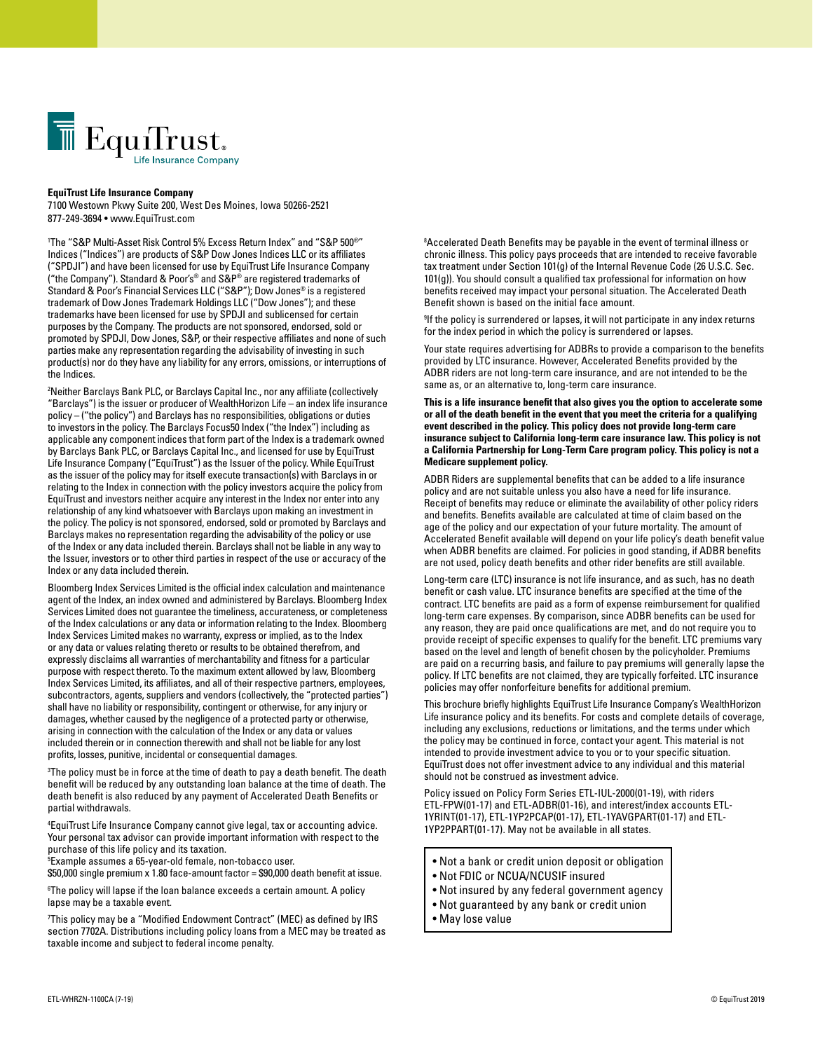**EquiTrust Life Insurance Company**
7100 Westown Pkwy Suite 200, West Des Moines, Iowa 50266-2521
877-249-3694 • www.EquiTrust.com

[1]The "S&P Multi-Asset Risk Control 5% Excess Return Index" and "S&P 500®" Indices ("Indices") are products of S&P Dow Jones Indices LLC or its affiliates ("SPDJI") and have been licensed for use by EquiTrust Life Insurance Company ("the Company"). Standard & Poor's® and S&P® are registered trademarks of Standard & Poor's Financial Services LLC ("S&P"); Dow Jones® is a registered trademark of Dow Jones Trademark Holdings LLC ("Dow Jones"); and these trademarks have been licensed for use by SPDJI and sublicensed for certain purposes by the Company. The products are not sponsored, endorsed, sold or promoted by SPDJI, Dow Jones, S&P, or their respective affiliates and none of such parties make any representation regarding the advisability of investing in such product(s) nor do they have any liability for any errors, omissions, or interruptions of the Indices.

[2]Neither Barclays Bank PLC, or Barclays Capital Inc., nor any affiliate (collectively "Barclays") is the issuer or producer of WealthHorizon Life – an index life insurance policy – ("the policy") and Barclays has no responsibilities, obligations or duties to investors in the policy. The Barclays Focus50 Index ("the Index") including as applicable any component indices that form part of the Index is a trademark owned by Barclays Bank PLC, or Barclays Capital Inc., and licensed for use by EquiTrust Life Insurance Company ("EquiTrust") as the Issuer of the policy. While EquiTrust as the issuer of the policy may for itself execute transaction(s) with Barclays in or relating to the Index in connection with the policy investors acquire the policy from EquiTrust and investors neither acquire any interest in the Index nor enter into any relationship of any kind whatsoever with Barclays upon making an investment in the policy. The policy is not sponsored, endorsed, sold or promoted by Barclays and Barclays makes no representation regarding the advisability of the policy or use of the Index or any data included therein. Barclays shall not be liable in any way to the Issuer, investors or to other third parties in respect of the use or accuracy of the Index or any data included therein.

Bloomberg Index Services Limited is the official index calculation and maintenance agent of the Index, an index owned and administered by Barclays. Bloomberg Index Services Limited does not guarantee the timeliness, accurateness, or completeness of the Index calculations or any data or information relating to the Index. Bloomberg Index Services Limited makes no warranty, express or implied, as to the Index or any data or values relating thereto or results to be obtained therefrom, and expressly disclaims all warranties of merchantability and fitness for a particular purpose with respect thereto. To the maximum extent allowed by law, Bloomberg Index Services Limited, its affiliates, and all of their respective partners, employees, subcontractors, agents, suppliers and vendors (collectively, the "protected parties") shall have no liability or responsibility, contingent or otherwise, for any injury or damages, whether caused by the negligence of a protected party or otherwise, arising in connection with the calculation of the Index or any data or values included therein or in connection therewith and shall not be liable for any lost profits, losses, punitive, incidental or consequential damages.

[3]The policy must be in force at the time of death to pay a death benefit. The death benefit will be reduced by any outstanding loan balance at the time of death. The death benefit is also reduced by any payment of Accelerated Death Benefits or partial withdrawals.

[4]EquiTrust Life Insurance Company cannot give legal, tax or accounting advice. Your personal tax advisor can provide important information with respect to the purchase of this life policy and its taxation.

[5]Example assumes a 65-year-old female, non-tobacco user.
$50,000 single premium x 1.80 face-amount factor = $90,000 death benefit at issue.

[6]The policy will lapse if the loan balance exceeds a certain amount. A policy lapse may be a taxable event.

[7]This policy may be a "Modified Endowment Contract" (MEC) as defined by IRS section 7702A. Distributions including policy loans from a MEC may be treated as taxable income and subject to federal income penalty.

[8]Accelerated Death Benefits may be payable in the event of terminal illness or chronic illness. This policy pays proceeds that are intended to receive favorable tax treatment under Section 101(g) of the Internal Revenue Code (26 U.S.C. Sec. 101(g)). You should consult a qualified tax professional for information on how benefits received may impact your personal situation. The Accelerated Death Benefit shown is based on the initial face amount.

[9]If the policy is surrendered or lapses, it will not participate in any index returns for the index period in which the policy is surrendered or lapses.

Your state requires advertising for ADBRs to provide a comparison to the benefits provided by LTC insurance. However, Accelerated Benefits provided by the ADBR riders are not long-term care insurance, and are not intended to be the same as, or an alternative to, long-term care insurance.

**This is a life insurance benefit that also gives you the option to accelerate some or all of the death benefit in the event that you meet the criteria for a qualifying event described in the policy. This policy does not provide long-term care insurance subject to California long-term care insurance law. This policy is not a California Partnership for Long-Term Care program policy. This policy is not a Medicare supplement policy.**

ADBR Riders are supplemental benefits that can be added to a life insurance policy and are not suitable unless you also have a need for life insurance. Receipt of benefits may reduce or eliminate the availability of other policy riders and benefits. Benefits available are calculated at time of claim based on the age of the policy and our expectation of your future mortality. The amount of Accelerated Benefit available will depend on your life policy's death benefit value when ADBR benefits are claimed. For policies in good standing, if ADBR benefits are not used, policy death benefits and other rider benefits are still available.

Long-term care (LTC) insurance is not life insurance, and as such, has no death benefit or cash value. LTC insurance benefits are specified at the time of the contract. LTC benefits are paid as a form of expense reimbursement for qualified long-term care expenses. By comparison, since ADBR benefits can be used for any reason, they are paid once qualifications are met, and do not require you to provide receipt of specific expenses to qualify for the benefit. LTC premiums vary based on the level and length of benefit chosen by the policyholder. Premiums are paid on a recurring basis, and failure to pay premiums will generally lapse the policy. If LTC benefits are not claimed, they are typically forfeited. LTC insurance policies may offer nonforfeiture benefits for additional premium.

This brochure briefly highlights EquiTrust Life Insurance Company's WealthHorizon Life insurance policy and its benefits. For costs and complete details of coverage, including any exclusions, reductions or limitations, and the terms under which the policy may be continued in force, contact your agent. This material is not intended to provide investment advice to you or to your specific situation. EquiTrust does not offer investment advice to any individual and this material should not be construed as investment advice.

Policy issued on Policy Form Series ETL-IUL-2000(01-19), with riders ETL-FPW(01-17) and ETL-ADBR(01-16), and interest/index accounts ETL-1YRINT(01-17), ETL-1YP2PCAP(01-17), ETL-1YAVGPART(01-17) and ETL-1YP2PPART(01-17). May not be available in all states.

- Not a bank or credit union deposit or obligation
- Not FDIC or NCUA/NCUSIF insured
- Not insured by any federal government agency
- Not guaranteed by any bank or credit union
- May lose value

ETL-WHRZN-1100CA (7-19)

© EquiTrust 2019